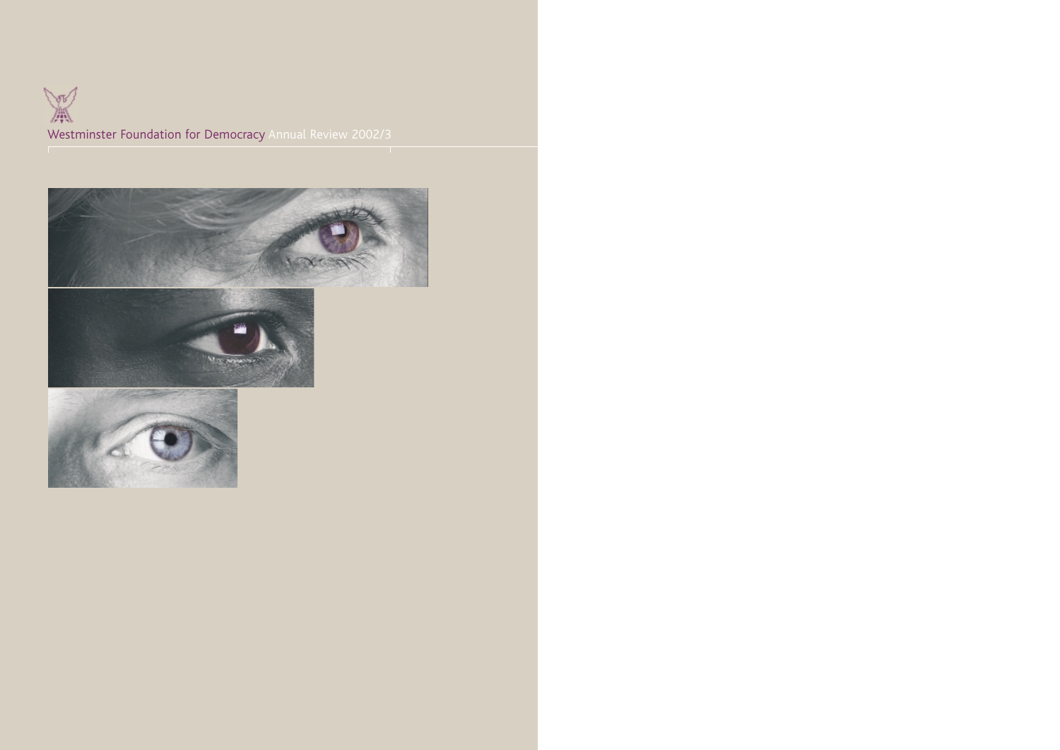# Westminster Foundation for Democracy Annual Review 2002/3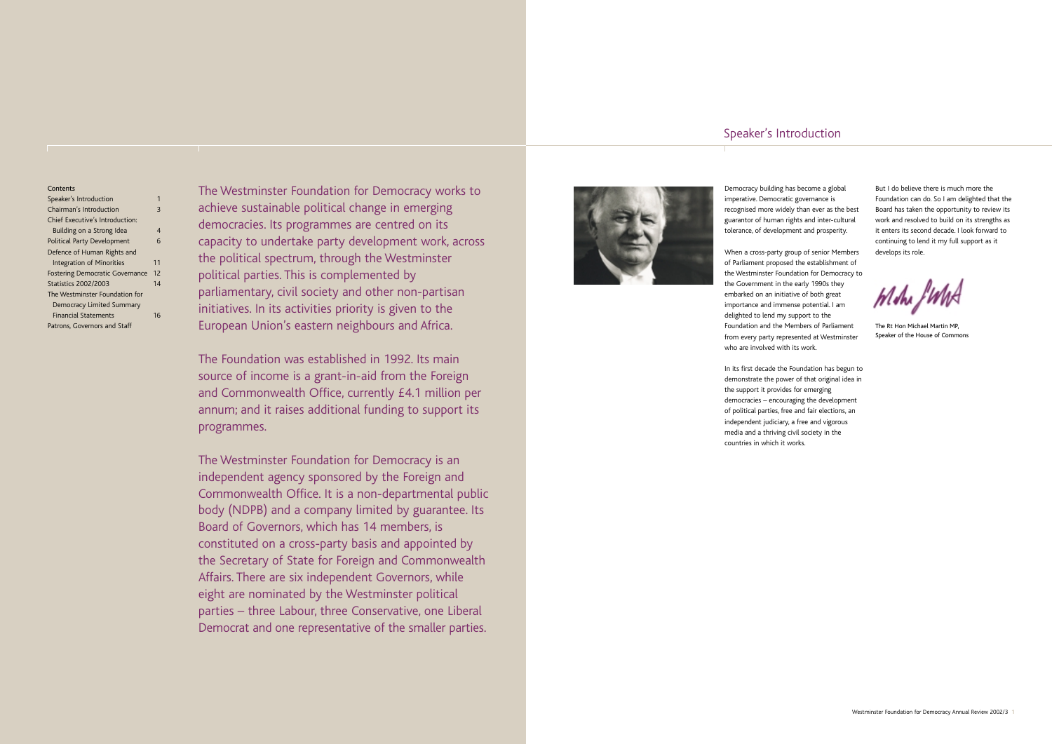## Contents

| | |
|---|---|
| Speaker's Introduction | 1 |
| Chairman's Introduction | 3 |
| Chief Executive's Introduction: Building on a Strong Idea | 4 |
| Political Party Development | 6 |
| Defence of Human Rights and Integration of Minorities | 11 |
| Fostering Democratic Governance | 12 |
| Statistics 2002/2003 | 14 |
| The Westminster Foundation for Democracy Limited Summary Financial Statements | 16 |
| Patrons, Governors and Staff | |

The Westminster Foundation for Democracy works to achieve sustainable political change in emerging democracies. Its programmes are centred on its capacity to undertake party development work, across the political spectrum, through the Westminster political parties. This is complemented by parliamentary, civil society and other non-partisan initiatives. In its activities priority is given to the European Union's eastern neighbours and Africa.

The Foundation was established in 1992. Its main source of income is a grant-in-aid from the Foreign and Commonwealth Office, currently £4.1 million per annum; and it raises additional funding to support its programmes.

The Westminster Foundation for Democracy is an independent agency sponsored by the Foreign and Commonwealth Office. It is a non-departmental public body (NDPB) and a company limited by guarantee. Its Board of Governors, which has 14 members, is constituted on a cross-party basis and appointed by the Secretary of State for Foreign and Commonwealth Affairs. There are six independent Governors, while eight are nominated by the Westminster political parties – three Labour, three Conservative, one Liberal Democrat and one representative of the smaller parties.

# Speaker's Introduction

Democracy building has become a global imperative. Democratic governance is recognised more widely than ever as the best guarantor of human rights and inter-cultural tolerance, of development and prosperity.

When a cross-party group of senior Members of Parliament proposed the establishment of the Westminster Foundation for Democracy to the Government in the early 1990s they embarked on an initiative of both great importance and immense potential. I am delighted to lend my support to the Foundation and the Members of Parliament from every party represented at Westminster who are involved with its work.

In its first decade the Foundation has begun to demonstrate the power of that original idea in the support it provides for emerging democracies – encouraging the development of political parties, free and fair elections, an independent judiciary, a free and vigorous media and a thriving civil society in the countries in which it works.

But I do believe there is much more the Foundation can do. So I am delighted that the Board has taken the opportunity to review its work and resolved to build on its strengths as it enters its second decade. I look forward to continuing to lend it my full support as it develops its role.

The Rt Hon Michael Martin MP,
Speaker of the House of Commons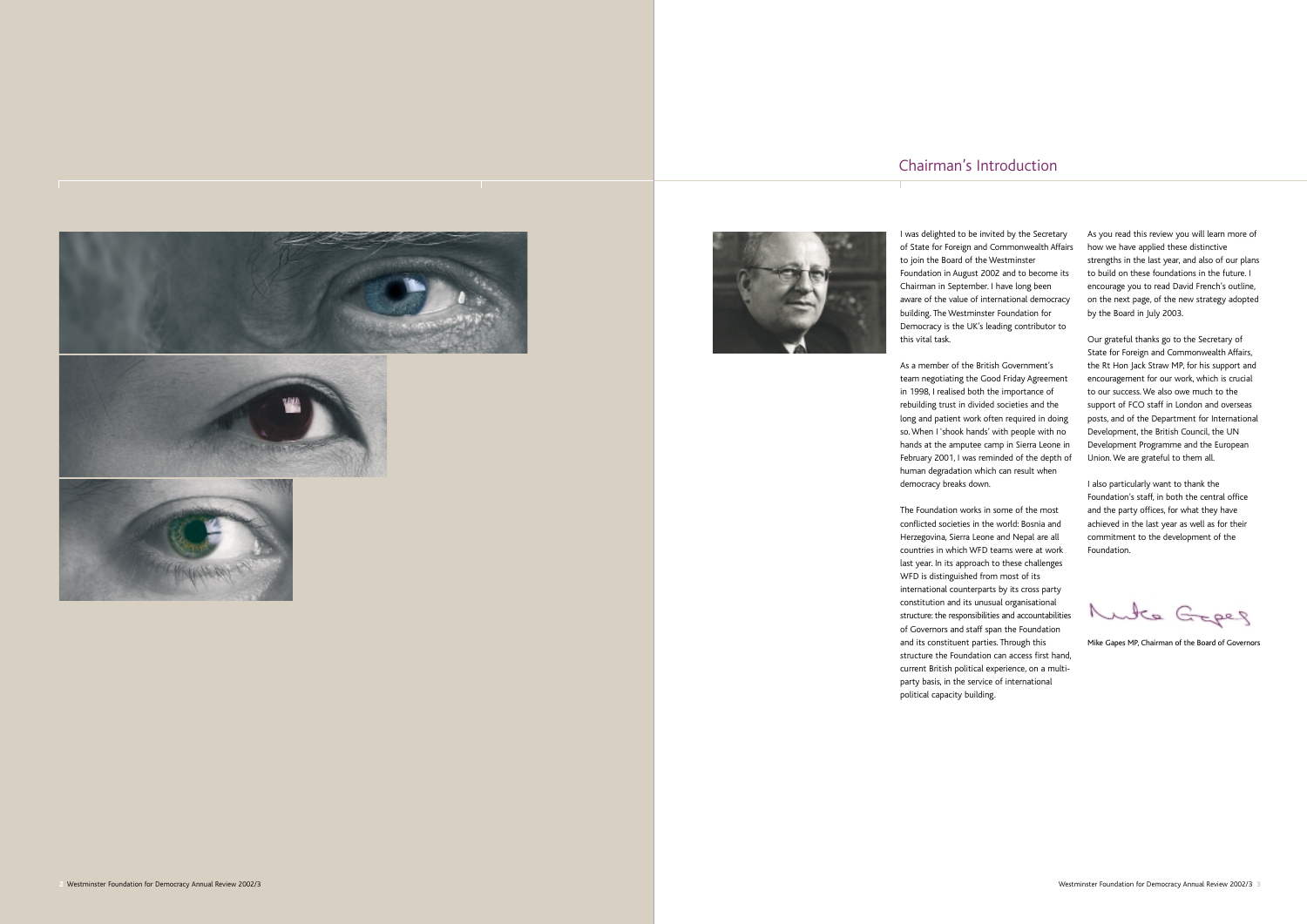# Chairman's Introduction

I was delighted to be invited by the Secretary of State for Foreign and Commonwealth Affairs to join the Board of the Westminster Foundation in August 2002 and to become its Chairman in September. I have long been aware of the value of international democracy building. The Westminster Foundation for Democracy is the UK's leading contributor to this vital task.

As a member of the British Government's team negotiating the Good Friday Agreement in 1998, I realised both the importance of rebuilding trust in divided societies and the long and patient work often required in doing so. When I 'shook hands' with people with no hands at the amputee camp in Sierra Leone in February 2001, I was reminded of the depth of human degradation which can result when democracy breaks down.

The Foundation works in some of the most conflicted societies in the world: Bosnia and Herzegovina, Sierra Leone and Nepal are all countries in which WFD teams were at work last year. In its approach to these challenges WFD is distinguished from most of its international counterparts by its cross party constitution and its unusual organisational structure: the responsibilities and accountabilities of Governors and staff span the Foundation and its constituent parties. Through this structure the Foundation can access first hand, current British political experience, on a multi-party basis, in the service of international political capacity building.

As you read this review you will learn more of how we have applied these distinctive strengths in the last year, and also of our plans to build on these foundations in the future. I encourage you to read David French's outline, on the next page, of the new strategy adopted by the Board in July 2003.

Our grateful thanks go to the Secretary of State for Foreign and Commonwealth Affairs, the Rt Hon Jack Straw MP, for his support and encouragement for our work, which is crucial to our success. We also owe much to the support of FCO staff in London and overseas posts, and of the Department for International Development, the British Council, the UN Development Programme and the European Union. We are grateful to them all.

I also particularly want to thank the Foundation's staff, in both the central office and the party offices, for what they have achieved in the last year as well as for their commitment to the development of the Foundation.

Mike Gapes MP, Chairman of the Board of Governors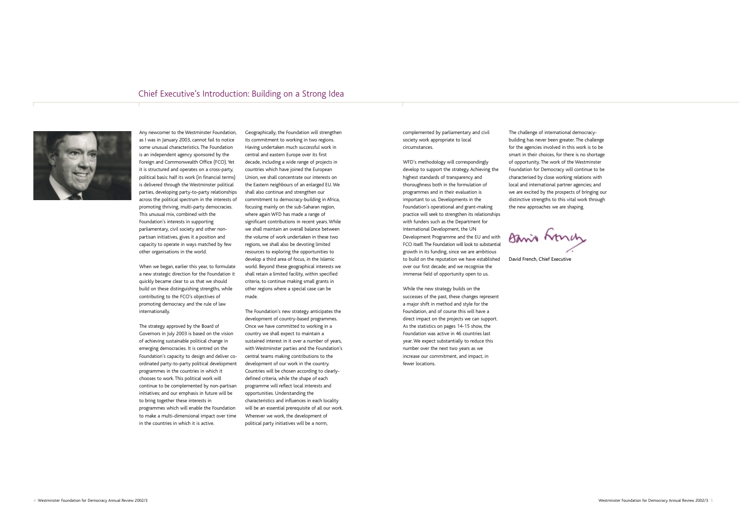# Chief Executive's Introduction: Building on a Strong Idea

Any newcomer to the Westminster Foundation, as I was in January 2003, cannot fail to notice some unusual characteristics. The Foundation is an independent agency sponsored by the Foreign and Commonwealth Office (FCO). Yet it is structured and operates on a cross-party, political basis: half its work (in financial terms) is delivered through the Westminster political parties, developing party-to-party relationships across the political spectrum in the interests of promoting thriving, multi-party democracies. This unusual mix, combined with the Foundation's interests in supporting parliamentary, civil society and other non-partisan initiatives, gives it a position and capacity to operate in ways matched by few other organisations in the world.

When we began, earlier this year, to formulate a new strategic direction for the Foundation it quickly became clear to us that we should build on these distinguishing strengths, while contributing to the FCO's objectives of promoting democracy and the rule of law internationally.

The strategy approved by the Board of Governors in July 2003 is based on the vision of achieving sustainable political change in emerging democracies. It is centred on the Foundation's capacity to design and deliver co-ordinated party-to-party political development programmes in the countries in which it chooses to work. This political work will continue to be complemented by non-partisan initiatives; and our emphasis in future will be to bring together these interests in programmes which will enable the Foundation to make a multi-dimensional impact over time in the countries in which it is active.

Geographically, the Foundation will strengthen its commitment to working in two regions. Having undertaken much successful work in central and eastern Europe over its first decade, including a wide range of projects in countries which have joined the European Union, we shall concentrate our interests on the Eastern neighbours of an enlarged EU. We shall also continue and strengthen our commitment to democracy-building in Africa, focusing mainly on the sub-Saharan region, where again WFD has made a range of significant contributions in recent years. While we shall maintain an overall balance between the volume of work undertaken in these two regions, we shall also be devoting limited resources to exploring the opportunities to develop a third area of focus, in the Islamic world. Beyond these geographical interests we shall retain a limited facility, within specified criteria, to continue making small grants in other regions where a special case can be made.

The Foundation's new strategy anticipates the development of country-based programmes. Once we have committed to working in a country we shall expect to maintain a sustained interest in it over a number of years, with Westminster parties and the Foundation's central teams making contributions to the development of our work in the country. Countries will be chosen according to clearly-defined criteria, while the shape of each programme will reflect local interests and opportunities. Understanding the characteristics and influences in each locality will be an essential prerequisite of all our work. Wherever we work, the development of political party initiatives will be a norm, complemented by parliamentary and civil society work appropriate to local circumstances.

WFD's methodology will correspondingly develop to support the strategy. Achieving the highest standards of transparency and thoroughness both in the formulation of programmes and in their evaluation is important to us. Developments in the Foundation's operational and grant-making practice will seek to strengthen its relationships with funders such as the Department for International Development, the UN Development Programme and the EU and with FCO itself. The Foundation will look to substantial growth in its funding, since we are ambitious to build on the reputation we have established over our first decade; and we recognise the immense field of opportunity open to us.

While the new strategy builds on the successes of the past, these changes represent a major shift in method and style for the Foundation, and of course this will have a direct impact on the projects we can support. As the statistics on pages 14-15 show, the Foundation was active in 46 countries last year. We expect substantially to reduce this number over the next two years as we increase our commitment, and impact, in fewer locations.

The challenge of international democracy-building has never been greater. The challenge for the agencies involved in this work is to be smart in their choices, for there is no shortage of opportunity. The work of the Westminster Foundation for Democracy will continue to be characterised by close working relations with local and international partner agencies; and we are excited by the prospects of bringing our distinctive strengths to this vital work through the new approaches we are shaping.

David French, Chief Executive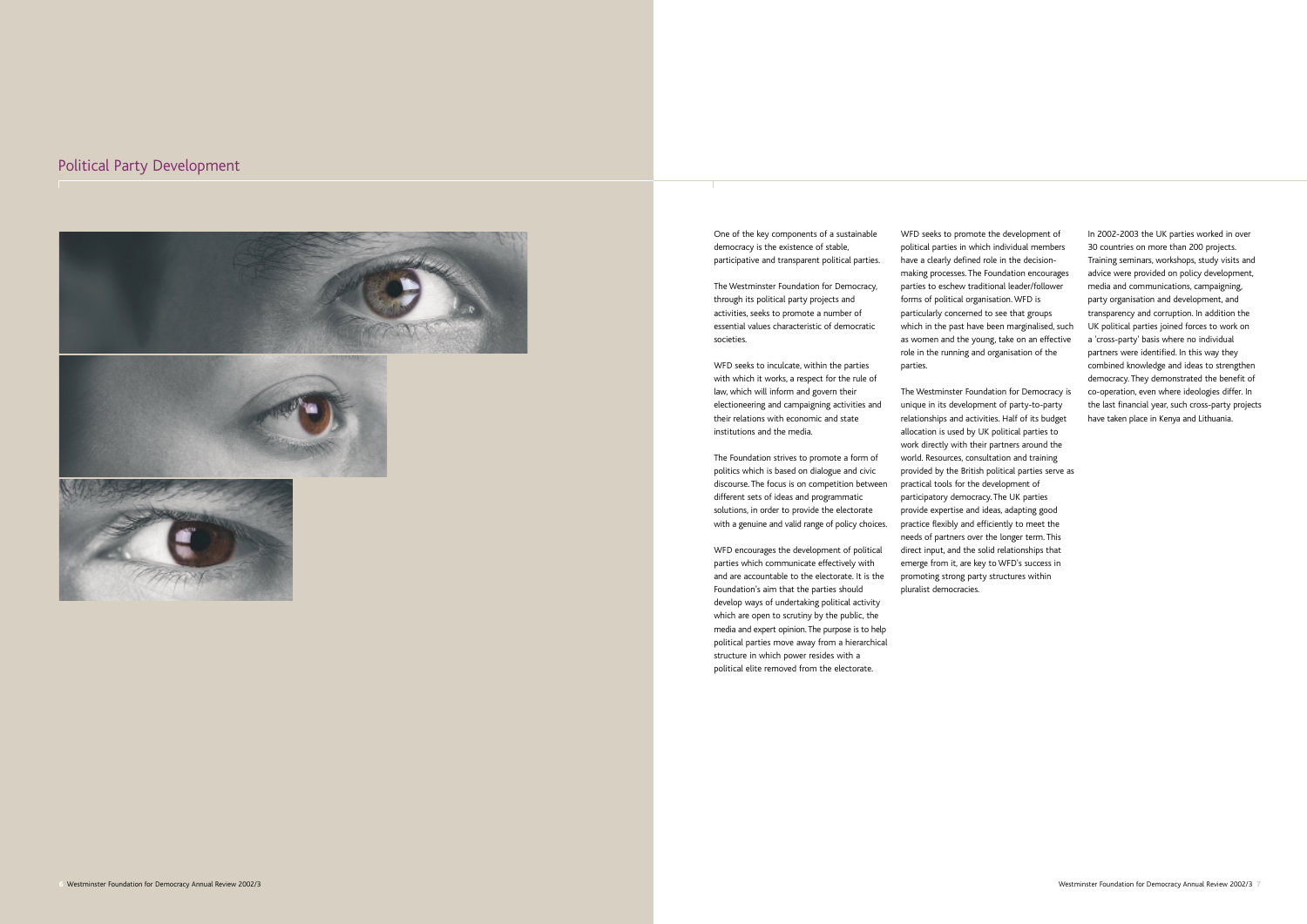# Political Party Development

One of the key components of a sustainable democracy is the existence of stable, participative and transparent political parties.

The Westminster Foundation for Democracy, through its political party projects and activities, seeks to promote a number of essential values characteristic of democratic societies.

WFD seeks to inculcate, within the parties with which it works, a respect for the rule of law, which will inform and govern their electioneering and campaigning activities and their relations with economic and state institutions and the media.

The Foundation strives to promote a form of politics which is based on dialogue and civic discourse. The focus is on competition between different sets of ideas and programmatic solutions, in order to provide the electorate with a genuine and valid range of policy choices.

WFD encourages the development of political parties which communicate effectively with and are accountable to the electorate. It is the Foundation's aim that the parties should develop ways of undertaking political activity which are open to scrutiny by the public, the media and expert opinion. The purpose is to help political parties move away from a hierarchical structure in which power resides with a political elite removed from the electorate.

WFD seeks to promote the development of political parties in which individual members have a clearly defined role in the decision-making processes. The Foundation encourages parties to eschew traditional leader/follower forms of political organisation. WFD is particularly concerned to see that groups which in the past have been marginalised, such as women and the young, take on an effective role in the running and organisation of the parties.

The Westminster Foundation for Democracy is unique in its development of party-to-party relationships and activities. Half of its budget allocation is used by UK political parties to work directly with their partners around the world. Resources, consultation and training provided by the British political parties serve as practical tools for the development of participatory democracy. The UK parties provide expertise and ideas, adapting good practice flexibly and efficiently to meet the needs of partners over the longer term. This direct input, and the solid relationships that emerge from it, are key to WFD's success in promoting strong party structures within pluralist democracies.

In 2002-2003 the UK parties worked in over 30 countries on more than 200 projects. Training seminars, workshops, study visits and advice were provided on policy development, media and communications, campaigning, party organisation and development, and transparency and corruption. In addition the UK political parties joined forces to work on a 'cross-party' basis where no individual partners were identified. In this way they combined knowledge and ideas to strengthen democracy. They demonstrated the benefit of co-operation, even where ideologies differ. In the last financial year, such cross-party projects have taken place in Kenya and Lithuania.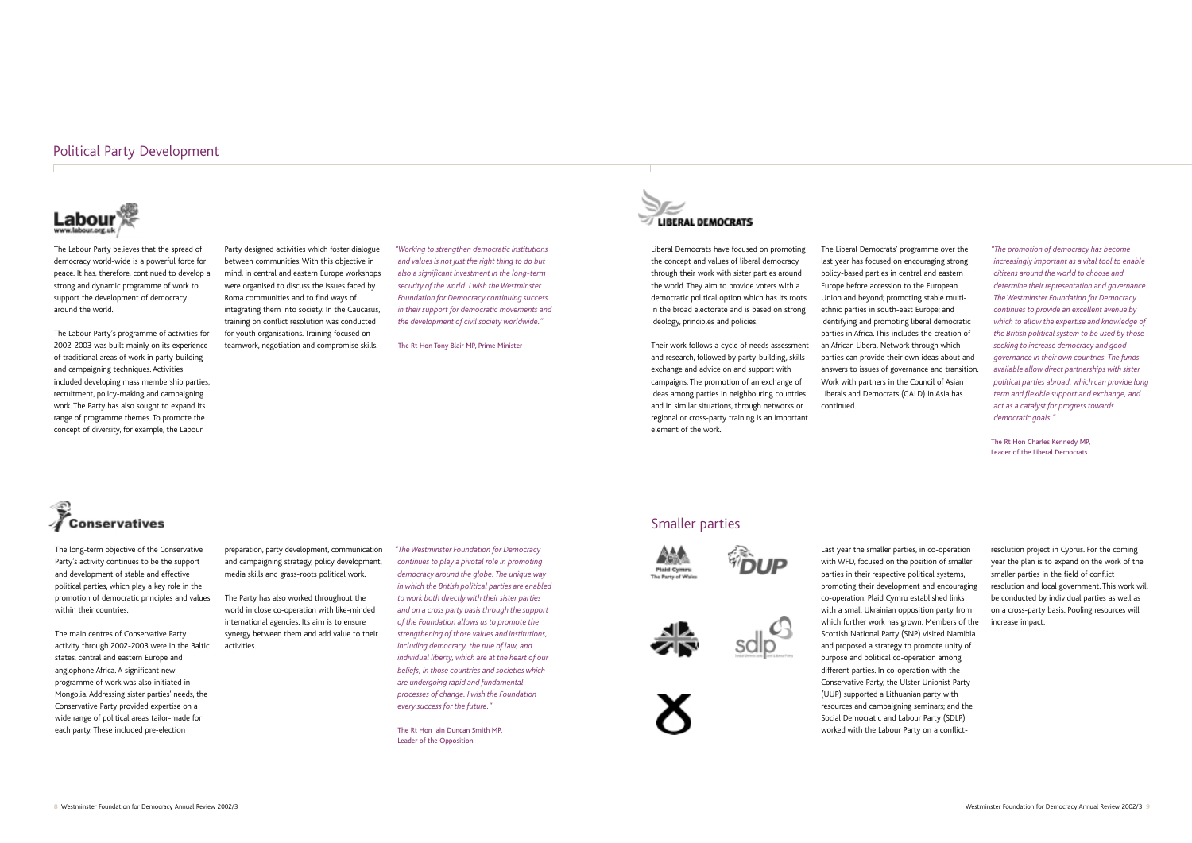# Political Party Development

## Labour

www.labour.org.uk

The Labour Party believes that the spread of democracy world-wide is a powerful force for peace. It has, therefore, continued to develop a strong and dynamic programme of work to support the development of democracy around the world.

The Labour Party's programme of activities for 2002-2003 was built mainly on its experience of traditional areas of work in party-building and campaigning techniques. Activities included developing mass membership parties, recruitment, policy-making and campaigning work. The Party has also sought to expand its range of programme themes. To promote the concept of diversity, for example, the Labour Party designed activities which foster dialogue between communities. With this objective in mind, in central and eastern Europe workshops were organised to discuss the issues faced by Roma communities and to find ways of integrating them into society. In the Caucasus, training on conflict resolution was conducted for youth organisations. Training focused on teamwork, negotiation and compromise skills.

*"Working to strengthen democratic institutions and values is not just the right thing to do but also a significant investment in the long-term security of the world. I wish the Westminster Foundation for Democracy continuing success in their support for democratic movements and the development of civil society worldwide."*

The Rt Hon Tony Blair MP, Prime Minister

## Conservatives

The long-term objective of the Conservative Party's activity continues to be the support and development of stable and effective political parties, which play a key role in the promotion of democratic principles and values within their countries.

The main centres of Conservative Party activity through 2002-2003 were in the Baltic states, central and eastern Europe and anglophone Africa. A significant new programme of work was also initiated in Mongolia. Addressing sister parties' needs, the Conservative Party provided expertise on a wide range of political areas tailor-made for each party. These included pre-election preparation, party development, communication and campaigning strategy, policy development, media skills and grass-roots political work.

The Party has also worked throughout the world in close co-operation with like-minded international agencies. Its aim is to ensure synergy between them and add value to their activities.

*"The Westminster Foundation for Democracy continues to play a pivotal role in promoting democracy around the globe. The unique way in which the British political parties are enabled to work both directly with their sister parties and on a cross party basis through the support of the Foundation allows us to promote the strengthening of those values and institutions, including democracy, the rule of law, and individual liberty, which are at the heart of our beliefs, in those countries and societies which are undergoing rapid and fundamental processes of change. I wish the Foundation every success for the future."*

The Rt Hon Iain Duncan Smith MP, Leader of the Opposition

## Liberal Democrats

Liberal Democrats have focused on promoting the concept and values of liberal democracy through their work with sister parties around the world. They aim to provide voters with a democratic political option which has its roots in the broad electorate and is based on strong ideology, principles and policies.

Their work follows a cycle of needs assessment and research, followed by party-building, skills exchange and advice on and support with campaigns. The promotion of an exchange of ideas among parties in neighbouring countries and in similar situations, through networks or regional or cross-party training is an important element of the work.

The Liberal Democrats' programme over the last year has focused on encouraging strong policy-based parties in central and eastern Europe before accession to the European Union and beyond; promoting stable multi-ethnic parties in south-east Europe; and identifying and promoting liberal democratic parties in Africa. This includes the creation of an African Liberal Network through which parties can provide their own ideas about and answers to issues of governance and transition. Work with partners in the Council of Asian Liberals and Democrats (CALD) in Asia has continued.

*"The promotion of democracy has become increasingly important as a vital tool to enable citizens around the world to choose and determine their representation and governance. The Westminster Foundation for Democracy continues to provide an excellent avenue by which to allow the expertise and knowledge of the British political system to be used by those seeking to increase democracy and good governance in their own countries. The funds available allow direct partnerships with sister political parties abroad, which can provide long term and flexible support and exchange, and act as a catalyst for progress towards democratic goals."*

The Rt Hon Charles Kennedy MP, Leader of the Liberal Democrats

## Smaller parties

Plaid Cymru The Party of Wales

DUP

sdlp

Last year the smaller parties, in co-operation with WFD, focused on the position of smaller parties in their respective political systems, promoting their development and encouraging co-operation. Plaid Cymru established links with a small Ukrainian opposition party from which further work has grown. Members of the Scottish National Party (SNP) visited Namibia and proposed a strategy to promote unity of purpose and political co-operation among different parties. In co-operation with the Conservative Party, the Ulster Unionist Party (UUP) supported a Lithuanian party with resources and campaigning seminars; and the Social Democratic and Labour Party (SDLP) worked with the Labour Party on a conflict-resolution project in Cyprus. For the coming year the plan is to expand on the work of the smaller parties in the field of conflict resolution and local government. This work will be conducted by individual parties as well as on a cross-party basis. Pooling resources will increase impact.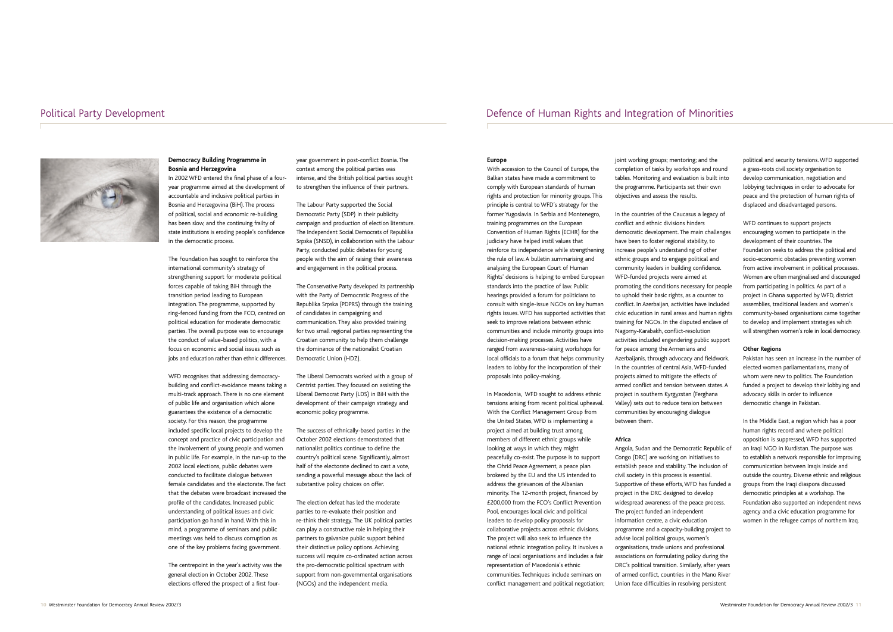# Political Party Development

### Democracy Building Programme in Bosnia and Herzegovina

In 2002 WFD entered the final phase of a four-year programme aimed at the development of accountable and inclusive political parties in Bosnia and Herzegovina (BiH). The process of political, social and economic re-building has been slow, and the continuing frailty of state institutions is eroding people's confidence in the democratic process.

The Foundation has sought to reinforce the international community's strategy of strengthening support for moderate political forces capable of taking BiH through the transition period leading to European integration. The programme, supported by ring-fenced funding from the FCO, centred on political education for moderate democratic parties. The overall purpose was to encourage the conduct of value-based politics, with a focus on economic and social issues such as jobs and education rather than ethnic differences.

WFD recognises that addressing democracy-building and conflict-avoidance means taking a multi-track approach. There is no one element of public life and organisation which alone guarantees the existence of a democratic society. For this reason, the programme included specific local projects to develop the concept and practice of civic participation and the involvement of young people and women in public life. For example, in the run-up to the 2002 local elections, public debates were conducted to facilitate dialogue between female candidates and the electorate. The fact that the debates were broadcast increased the profile of the candidates. Increased public understanding of political issues and civic participation go hand in hand. With this in mind, a programme of seminars and public meetings was held to discuss corruption as one of the key problems facing government.

The centrepoint in the year's activity was the general election in October 2002. These elections offered the prospect of a first four-year government in post-conflict Bosnia. The contest among the political parties was intense, and the British political parties sought to strengthen the influence of their partners.

The Labour Party supported the Social Democratic Party (SDP) in their publicity campaign and production of election literature. The Independent Social Democrats of Republika Srpska (SNSD), in collaboration with the Labour Party, conducted public debates for young people with the aim of raising their awareness and engagement in the political process.

The Conservative Party developed its partnership with the Party of Democratic Progress of the Republika Srpska (PDPRS) through the training of candidates in campaigning and communication. They also provided training for two small regional parties representing the Croatian community to help them challenge the dominance of the nationalist Croatian Democratic Union (HDZ).

The Liberal Democrats worked with a group of Centrist parties. They focused on assisting the Liberal Democrat Party (LDS) in BiH with the development of their campaign strategy and economic policy programme.

The success of ethnically-based parties in the October 2002 elections demonstrated that nationalist politics continue to define the country's political scene. Significantly, almost half of the electorate declined to cast a vote, sending a powerful message about the lack of substantive policy choices on offer.

The election defeat has led the moderate parties to re-evaluate their position and re-think their strategy. The UK political parties can play a constructive role in helping their partners to galvanize public support behind their distinctive policy options. Achieving success will require co-ordinated action across the pro-democratic political spectrum with support from non-governmental organisations (NGOs) and the independent media.

# Defence of Human Rights and Integration of Minorities

### Europe

With accession to the Council of Europe, the Balkan states have made a commitment to comply with European standards of human rights and protection for minority groups. This principle is central to WFD's strategy for the former Yugoslavia. In Serbia and Montenegro, training programmes on the European Convention of Human Rights (ECHR) for the judiciary have helped instil values that reinforce its independence while strengthening the rule of law. A bulletin summarising and analysing the European Court of Human Rights' decisions is helping to embed European standards into the practice of law. Public hearings provided a forum for politicians to consult with single-issue NGOs on key human rights issues. WFD has supported activities that seek to improve relations between ethnic communities and include minority groups into decision-making processes. Activities have ranged from awareness-raising workshops for local officials to a forum that helps community leaders to lobby for the incorporation of their proposals into policy-making.

In Macedonia, WFD sought to address ethnic tensions arising from recent political upheaval. With the Conflict Management Group from the United States, WFD is implementing a project aimed at building trust among members of different ethnic groups while looking at ways in which they might peacefully co-exist. The purpose is to support the Ohrid Peace Agreement, a peace plan brokered by the EU and the US intended to address the grievances of the Albanian minority. The 12-month project, financed by £200,000 from the FCO's Conflict Prevention Pool, encourages local civic and political leaders to develop policy proposals for collaborative projects across ethnic divisions. The project will also seek to influence the national ethnic integration policy. It involves a range of local organisations and includes a fair representation of Macedonia's ethnic communities. Techniques include seminars on conflict management and political negotiation; joint working groups; mentoring; and the completion of tasks by workshops and round tables. Monitoring and evaluation is built into the programme. Participants set their own objectives and assess the results.

In the countries of the Caucasus a legacy of conflict and ethnic divisions hinders democratic development. The main challenges have been to foster regional stability, to increase people's understanding of other ethnic groups and to engage political and community leaders in building confidence. WFD-funded projects were aimed at promoting the conditions necessary for people to uphold their basic rights, as a counter to conflict. In Azerbaijan, activities have included civic education in rural areas and human rights training for NGOs. In the disputed enclave of Nagorny-Karabakh, conflict-resolution activities included engendering public support for peace among the Armenians and Azerbaijanis, through advocacy and fieldwork. In the countries of central Asia, WFD-funded projects aimed to mitigate the effects of armed conflict and tension between states. A project in southern Kyrgyzstan (Ferghana Valley) sets out to reduce tension between communities by encouraging dialogue between them.

### Africa

Angola, Sudan and the Democratic Republic of Congo (DRC) are working on initiatives to establish peace and stability. The inclusion of civil society in this process is essential. Supportive of these efforts, WFD has funded a project in the DRC designed to develop widespread awareness of the peace process. The project funded an independent information centre, a civic education programme and a capacity-building project to advise local political groups, women's organisations, trade unions and professional associations on formulating policy during the DRC's political transition. Similarly, after years of armed conflict, countries in the Mano River Union face difficulties in resolving persistent political and security tensions. WFD supported a grass-roots civil society organisation to develop communication, negotiation and lobbying techniques in order to advocate for peace and the protection of human rights of displaced and disadvantaged persons.

WFD continues to support projects encouraging women to participate in the development of their countries. The Foundation seeks to address the political and socio-economic obstacles preventing women from active involvement in political processes. Women are often marginalised and discouraged from participating in politics. As part of a project in Ghana supported by WFD, district assemblies, traditional leaders and women's community-based organisations came together to develop and implement strategies which will strengthen women's role in local democracy.

### Other Regions

Pakistan has seen an increase in the number of elected women parliamentarians, many of whom were new to politics. The Foundation funded a project to develop their lobbying and advocacy skills in order to influence democratic change in Pakistan.

In the Middle East, a region which has a poor human rights record and where political opposition is suppressed, WFD has supported an Iraqi NGO in Kurdistan. The purpose was to establish a network responsible for improving communication between Iraqis inside and outside the country. Diverse ethnic and religious groups from the Iraqi diaspora discussed democratic principles at a workshop. The Foundation also supported an independent news agency and a civic education programme for women in the refugee camps of northern Iraq.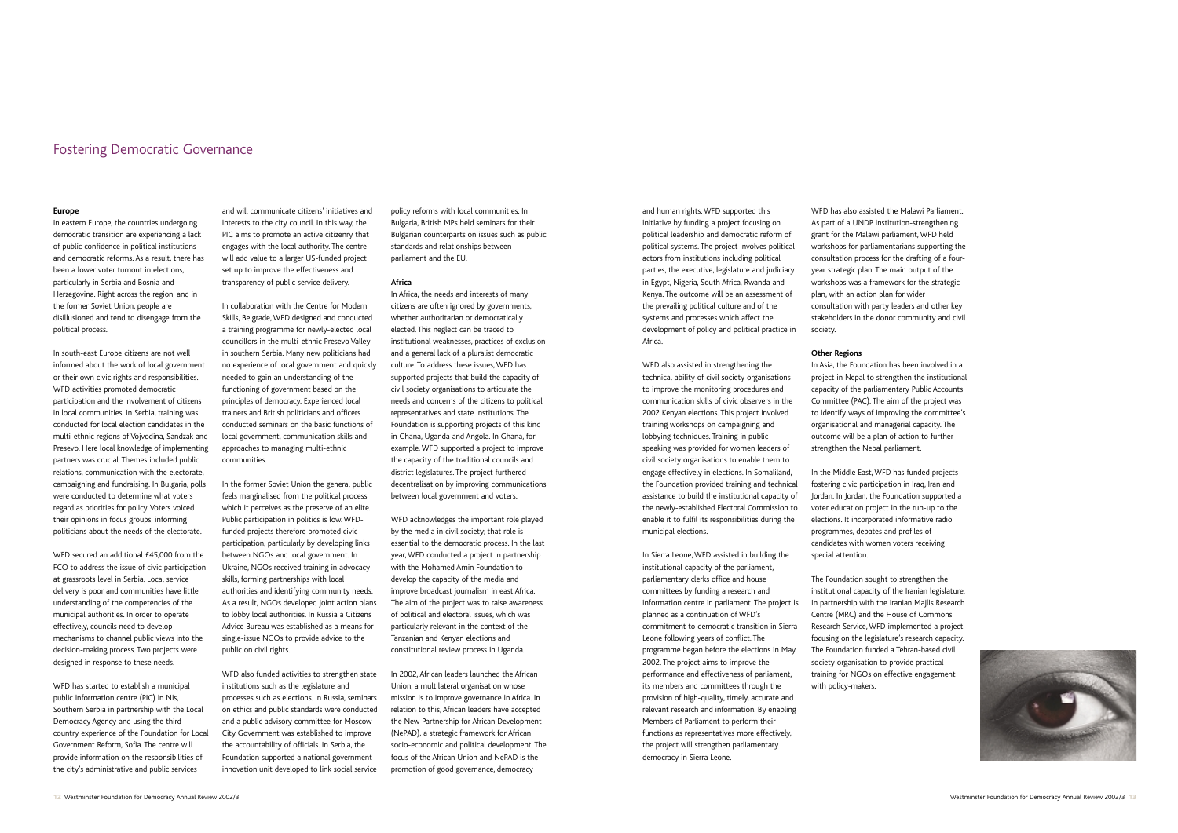# Fostering Democratic Governance

### Europe

In eastern Europe, the countries undergoing democratic transition are experiencing a lack of public confidence in political institutions and democratic reforms. As a result, there has been a lower voter turnout in elections, particularly in Serbia and Bosnia and Herzegovina. Right across the region, and in the former Soviet Union, people are disillusioned and tend to disengage from the political process.

In south-east Europe citizens are not well informed about the work of local government or their own civic rights and responsibilities. WFD activities promoted democratic participation and the involvement of citizens in local communities. In Serbia, training was conducted for local election candidates in the multi-ethnic regions of Vojvodina, Sandzak and Presevo. Here local knowledge of implementing partners was crucial. Themes included public relations, communication with the electorate, campaigning and fundraising. In Bulgaria, polls were conducted to determine what voters regard as priorities for policy. Voters voiced their opinions in focus groups, informing politicians about the needs of the electorate.

WFD secured an additional £45,000 from the FCO to address the issue of civic participation at grassroots level in Serbia. Local service delivery is poor and communities have little understanding of the competencies of the municipal authorities. In order to operate effectively, councils need to develop mechanisms to channel public views into the decision-making process. Two projects were designed in response to these needs.

WFD has started to establish a municipal public information centre (PIC) in Nis, Southern Serbia in partnership with the Local Democracy Agency and using the third-country experience of the Foundation for Local Government Reform, Sofia. The centre will provide information on the responsibilities of the city's administrative and public services and will communicate citizens' initiatives and interests to the city council. In this way, the PIC aims to promote an active citizenry that engages with the local authority. The centre will add value to a larger US-funded project set up to improve the effectiveness and transparency of public service delivery.

In collaboration with the Centre for Modern Skills, Belgrade, WFD designed and conducted a training programme for newly-elected local councillors in the multi-ethnic Presevo Valley in southern Serbia. Many new politicians had no experience of local government and quickly needed to gain an understanding of the functioning of government based on the principles of democracy. Experienced local trainers and British politicians and officers conducted seminars on the basic functions of local government, communication skills and approaches to managing multi-ethnic communities.

In the former Soviet Union the general public feels marginalised from the political process which it perceives as the preserve of an elite. Public participation in politics is low. WFD-funded projects therefore promoted civic participation, particularly by developing links between NGOs and local government. In Ukraine, NGOs received training in advocacy skills, forming partnerships with local authorities and identifying community needs. As a result, NGOs developed joint action plans to lobby local authorities. In Russia a Citizens Advice Bureau was established as a means for single-issue NGOs to provide advice to the public on civil rights.

WFD also funded activities to strengthen state institutions such as the legislature and processes such as elections. In Russia, seminars on ethics and public standards were conducted and a public advisory committee for Moscow City Government was established to improve the accountability of officials. In Serbia, the Foundation supported a national government innovation unit developed to link social service policy reforms with local communities. In Bulgaria, British MPs held seminars for their Bulgarian counterparts on issues such as public standards and relationships between parliament and the EU.

### Africa

In Africa, the needs and interests of many citizens are often ignored by governments, whether authoritarian or democratically elected. This neglect can be traced to institutional weaknesses, practices of exclusion and a general lack of a pluralist democratic culture. To address these issues, WFD has supported projects that build the capacity of civil society organisations to articulate the needs and concerns of the citizens to political representatives and state institutions. The Foundation is supporting projects of this kind in Ghana, Uganda and Angola. In Ghana, for example, WFD supported a project to improve the capacity of the traditional councils and district legislatures. The project furthered decentralisation by improving communications between local government and voters.

WFD acknowledges the important role played by the media in civil society; that role is essential to the democratic process. In the last year, WFD conducted a project in partnership with the Mohamed Amin Foundation to develop the capacity of the media and improve broadcast journalism in east Africa. The aim of the project was to raise awareness of political and electoral issues, which was particularly relevant in the context of the Tanzanian and Kenyan elections and constitutional review process in Uganda.

In 2002, African leaders launched the African Union, a multilateral organisation whose mission is to improve governance in Africa. In relation to this, African leaders have accepted the New Partnership for African Development (NePAD), a strategic framework for African socio-economic and political development. The focus of the African Union and NePAD is the promotion of good governance, democracy and human rights. WFD supported this initiative by funding a project focusing on political leadership and democratic reform of political systems. The project involves political actors from institutions including political parties, the executive, legislature and judiciary in Egypt, Nigeria, South Africa, Rwanda and Kenya. The outcome will be an assessment of the prevailing political culture and of the systems and processes which affect the development of policy and political practice in Africa.

WFD also assisted in strengthening the technical ability of civil society organisations to improve the monitoring procedures and communication skills of civic observers in the 2002 Kenyan elections. This project involved training workshops on campaigning and lobbying techniques. Training in public speaking was provided for women leaders of civil society organisations to enable them to engage effectively in elections. In Somaliland, the Foundation provided training and technical assistance to build the institutional capacity of the newly-established Electoral Commission to enable it to fulfil its responsibilities during the municipal elections.

In Sierra Leone, WFD assisted in building the institutional capacity of the parliament, parliamentary clerks office and house committees by funding a research and information centre in parliament. The project is planned as a continuation of WFD's commitment to democratic transition in Sierra Leone following years of conflict. The programme began before the elections in May 2002. The project aims to improve the performance and effectiveness of parliament, its members and committees through the provision of high-quality, timely, accurate and relevant research and information. By enabling Members of Parliament to perform their functions as representatives more effectively, the project will strengthen parliamentary democracy in Sierra Leone.

WFD has also assisted the Malawi Parliament. As part of a UNDP institution-strengthening grant for the Malawi parliament, WFD held workshops for parliamentarians supporting the consultation process for the drafting of a four-year strategic plan. The main output of the workshops was a framework for the strategic plan, with an action plan for wider consultation with party leaders and other key stakeholders in the donor community and civil society.

### Other Regions

In Asia, the Foundation has been involved in a project in Nepal to strengthen the institutional capacity of the parliamentary Public Accounts Committee (PAC). The aim of the project was to identify ways of improving the committee's organisational and managerial capacity. The outcome will be a plan of action to further strengthen the Nepal parliament.

In the Middle East, WFD has funded projects fostering civic participation in Iraq, Iran and Jordan. In Jordan, the Foundation supported a voter education project in the run-up to the elections. It incorporated informative radio programmes, debates and profiles of candidates with women voters receiving special attention.

The Foundation sought to strengthen the institutional capacity of the Iranian legislature. In partnership with the Iranian Majlis Research Centre (MRC) and the House of Commons Research Service, WFD implemented a project focusing on the legislature's research capacity. The Foundation funded a Tehran-based civil society organisation to provide practical training for NGOs on effective engagement with policy-makers.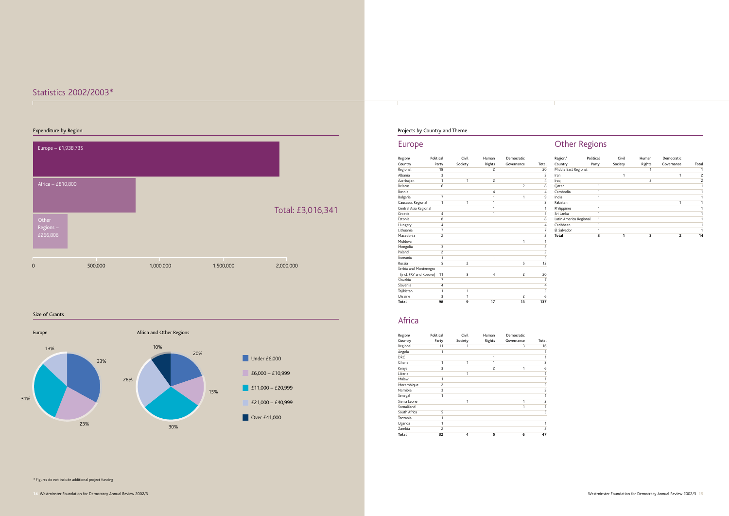# Statistics 2002/2003*

## Expenditure by Region

- Europe – £1,938,735
- Africa – £810,800
- Other Regions – £266,806

Total: £3,016,341

0 | 500,000 | 1,000,000 | 1,500,000 | 2,000,000

## Size of Grants

**Europe**

| Grant size | Share |
| --- | --- |
| Under £6,000 | 33% |
| £6,000 – £10,999 | 23% |
| £11,000 – £20,999 | 31% |
| £21,000 – £40,999 | 13% |

**Africa and Other Regions**

| Grant size | Share |
| --- | --- |
| Under £6,000 | 20% |
| £6,000 – £10,999 | 15% |
| £11,000 – £20,999 | 30% |
| £21,000 – £40,999 | 26% |
| Over £41,000 | 10% |

## Projects by Country and Theme

### Europe

| Region/ Country | Political Party | Civil Society | Human Rights | Democratic Governance | Total |
| --- | --- | --- | --- | --- | --- |
| Regional | 18 | | 2 | | 20 |
| Albania | 3 | | | | 3 |
| Azerbaijan | 1 | 1 | 2 | | 4 |
| Belarus | 6 | | | 2 | 8 |
| Bosnia | | | 4 | | 4 |
| Bulgaria | 7 | | 1 | 1 | 9 |
| Caucasus Regional | 1 | 1 | 1 | | 3 |
| Central Asia Regional | | | 1 | | 1 |
| Croatia | 4 | | 1 | | 5 |
| Estonia | 8 | | | | 8 |
| Hungary | 4 | | | | 4 |
| Lithuania | 7 | | | | 7 |
| Macedonia | 2 | | | | 2 |
| Moldova | | | | 1 | 1 |
| Mongolia | 3 | | | | 3 |
| Poland | 2 | | | | 2 |
| Romania | 1 | | 1 | | 2 |
| Russia | 5 | 2 | | 5 | 12 |
| Serbia and Montenegro (incl. FRY and Kosovo) | 11 | 3 | 4 | 2 | 20 |
| Slovakia | 7 | | | | 7 |
| Slovenia | 4 | | | | 4 |
| Tajikistan | 1 | 1 | | | 2 |
| Ukraine | 3 | 1 | | 2 | 6 |
| **Total** | **98** | **9** | **17** | **13** | **137** |

### Africa

| Region/ Country | Political Party | Civil Society | Human Rights | Democratic Governance | Total |
| --- | --- | --- | --- | --- | --- |
| Regional | 11 | 1 | 1 | 3 | 16 |
| Angola | 1 | | | | 1 |
| DRC | | | 1 | | 1 |
| Ghana | 1 | 1 | 1 | | 3 |
| Kenya | 3 | | 2 | 1 | 6 |
| Liberia | | 1 | | | 1 |
| Malawi | 1 | | | | 1 |
| Mozambique | 2 | | | | 2 |
| Namibia | 3 | | | | 3 |
| Senegal | 1 | | | | 1 |
| Sierra Leone | | 1 | | 1 | 2 |
| Somaliland | | | | 1 | 1 |
| South Africa | 5 | | | | 5 |
| Tanzania | 1 | | | | |
| Uganda | 1 | | | | 1 |
| Zambia | 2 | | | | 2 |
| **Total** | **32** | **4** | **5** | **6** | **47** |

### Other Regions

| Region/ Country | Political Party | Civil Society | Human Rights | Democratic Governance | Total |
| --- | --- | --- | --- | --- | --- |
| Middle East Regional | | | 1 | | 1 |
| Iran | | 1 | | 1 | 2 |
| Iraq | | | 2 | | 2 |
| Qatar | 1 | | | | 1 |
| Cambodia | 1 | | | | 1 |
| India | 1 | | | | 1 |
| Pakistan | | | | 1 | 1 |
| Philippines | 1 | | | | 1 |
| Sri Lanka | 1 | | | | 1 |
| Latin America Regional | 1 | | | | 1 |
| Caribbean | 1 | | | | 1 |
| El Salvador | 1 | | | | 1 |
| **Total** | **8** | **1** | **3** | **2** | **14** |

* Figures do not include additional project funding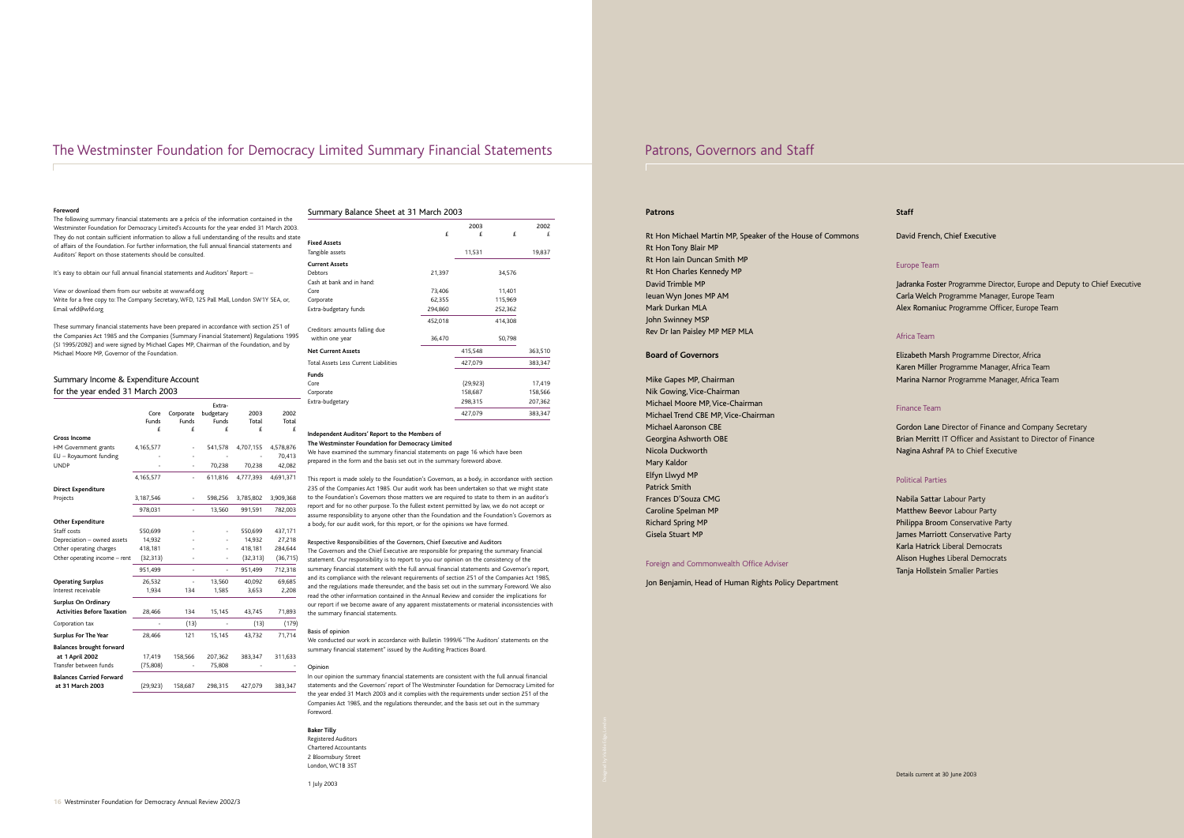# The Westminster Foundation for Democracy Limited Summary Financial Statements

**Foreword**

The following summary financial statements are a précis of the information contained in the Westminster Foundation for Democracy Limited's Accounts for the year ended 31 March 2003. They do not contain sufficient information to allow a full understanding of the results and state of affairs of the Foundation. For further information, the full annual financial statements and Auditors' Report on those statements should be consulted.

It's easy to obtain our full annual financial statements and Auditors' Report: –

View or download them from our website at www.wfd.org
Write for a free copy to: The Company Secretary, WFD, 125 Pall Mall, London SW1Y 5EA, or, Email wfd@wfd.org

These summary financial statements have been prepared in accordance with section 251 of the Companies Act 1985 and the Companies (Summary Financial Statement) Regulations 1995 (SI 1995/2092) and were signed by Michael Gapes MP, Chairman of the Foundation, and by Michael Moore MP, Governor of the Foundation.

## Summary Income & Expenditure Account for the year ended 31 March 2003

| | Core Funds £ | Corporate Funds £ | Extra-budgetary Funds £ | 2003 Total £ | 2002 Total £ |
|---|---|---|---|---|---|
| **Gross Income** | | | | | |
| HM Government grants | 4,165,577 | - | 541,578 | 4,707,155 | 4,578,876 |
| EU – Royaumont funding | - | - | - | - | 70,413 |
| UNDP | - | - | 70,238 | 70,238 | 42,082 |
| | 4,165,577 | - | 611,816 | 4,777,393 | 4,691,371 |
| **Direct Expenditure** | | | | | |
| Projects | 3,187,546 | - | 598,256 | 3,785,802 | 3,909,368 |
| | 978,031 | - | 13,560 | 991,591 | 782,003 |
| **Other Expenditure** | | | | | |
| Staff costs | 550,699 | - | - | 550,699 | 437,171 |
| Depreciation – owned assets | 14,932 | - | - | 14,932 | 27,218 |
| Other operating charges | 418,181 | - | - | 418,181 | 284,644 |
| Other operating income – rent | (32,313) | - | - | (32,313) | (36,715) |
| | 951,499 | - | - | 951,499 | 712,318 |
| **Operating Surplus** | 26,532 | - | 13,560 | 40,092 | 69,685 |
| Interest receivable | 1,934 | 134 | 1,585 | 3,653 | 2,208 |
| **Surplus On Ordinary Activities Before Taxation** | 28,466 | 134 | 15,145 | 43,745 | 71,893 |
| Corporation tax | - | (13) | - | (13) | (179) |
| **Surplus For The Year** | 28,466 | 121 | 15,145 | 43,732 | 71,714 |
| **Balances brought forward at 1 April 2002** | 17,419 | 158,566 | 207,362 | 383,347 | 311,633 |
| Transfer between funds | (75,808) | - | 75,808 | - | - |
| **Balances Carried Forward at 31 March 2003** | (29,923) | 158,687 | 298,315 | 427,079 | 383,347 |

## Summary Balance Sheet at 31 March 2003

| | 2003 £ | 2003 £ | 2002 £ | 2002 £ |
|---|---|---|---|---|
| **Fixed Assets** | | | | |
| Tangible assets | | 11,531 | | 19,837 |
| **Current Assets** | | | | |
| Debtors | 21,397 | | 34,576 | |
| Cash at bank and in hand: | | | | |
| Core | 73,406 | | 11,401 | |
| Corporate | 62,355 | | 115,969 | |
| Extra-budgetary funds | 294,860 | | 252,362 | |
| | 452,018 | | 414,308 | |
| Creditors: amounts falling due within one year | 36,470 | | 50,798 | |
| **Net Current Assets** | | 415,548 | | 363,510 |
| Total Assets Less Current Liabilities | | 427,079 | | 383,347 |
| **Funds** | | | | |
| Core | | (29,923) | | 17,419 |
| Corporate | | 158,687 | | 158,566 |
| Extra-budgetary | | 298,315 | | 207,362 |
| | | 427,079 | | 383,347 |

**Independent Auditors' Report to the Members of The Westminster Foundation for Democracy Limited**

We have examined the summary financial statements on page 16 which have been prepared in the form and the basis set out in the summary foreword above.

This report is made solely to the Foundation's Governors, as a body, in accordance with section 235 of the Companies Act 1985. Our audit work has been undertaken so that we might state to the Foundation's Governors those matters we are required to state to them in an auditor's report and for no other purpose. To the fullest extent permitted by law, we do not accept or assume responsibility to anyone other than the Foundation and the Foundation's Governors as a body, for our audit work, for this report, or for the opinions we have formed.

Respective Responsibilities of the Governors, Chief Executive and Auditors

The Governors and the Chief Executive are responsible for preparing the summary financial statement. Our responsibility is to report to you our opinion on the consistency of the summary financial statement with the full annual financial statements and Governor's report, and its compliance with the relevant requirements of section 251 of the Companies Act 1985, and the regulations made thereunder, and the basis set out in the summary Foreword. We also read the other information contained in the Annual Review and consider the implications for our report if we become aware of any apparent misstatements or material inconsistencies with the summary financial statements.

Basis of opinion

We conducted our work in accordance with Bulletin 1999/6 "The Auditors' statements on the summary financial statement" issued by the Auditing Practices Board.

Opinion

In our opinion the summary financial statements are consistent with the full annual financial statements and the Governors' report of The Westminster Foundation for Democracy Limited for the year ended 31 March 2003 and it complies with the requirements under section 251 of the Companies Act 1985, and the regulations thereunder, and the basis set out in the summary Foreword.

**Baker Tilly**
Registered Auditors
Chartered Accountants
2 Bloomsbury Street
London, WC1B 3ST

1 July 2003

# Patrons, Governors and Staff

### Patrons

Rt Hon Michael Martin MP, Speaker of the House of Commons
Rt Hon Tony Blair MP
Rt Hon Iain Duncan Smith MP
Rt Hon Charles Kennedy MP
David Trimble MP
Ieuan Wyn Jones MP AM
Mark Durkan MLA
John Swinney MSP
Rev Dr Ian Paisley MP MEP MLA

### Board of Governors

Mike Gapes MP, Chairman
Nik Gowing, Vice-Chairman
Michael Moore MP, Vice-Chairman
Michael Trend CBE MP, Vice-Chairman
Michael Aaronson CBE
Georgina Ashworth OBE
Nicola Duckworth
Mary Kaldor
Elfyn Llwyd MP
Patrick Smith
Frances D'Souza CMG
Caroline Spelman MP
Richard Spring MP
Gisela Stuart MP

#### Foreign and Commonwealth Office Adviser

Jon Benjamin, Head of Human Rights Policy Department

### Staff

David French, Chief Executive

#### Europe Team

Jadranka Foster Programme Director, Europe and Deputy to Chief Executive
Carla Welch Programme Manager, Europe Team
Alex Romaniuc Programme Officer, Europe Team

#### Africa Team

Elizabeth Marsh Programme Director, Africa
Karen Miller Programme Manager, Africa Team
Marina Narnor Programme Manager, Africa Team

#### Finance Team

Gordon Lane Director of Finance and Company Secretary
Brian Merritt IT Officer and Assistant to Director of Finance
Nagina Ashraf PA to Chief Executive

#### Political Parties

Nabila Sattar Labour Party
Matthew Beevor Labour Party
Philippa Broom Conservative Party
James Marriott Conservative Party
Karla Hatrick Liberal Democrats
Alison Hughes Liberal Democrats
Tanja Hollstein Smaller Parties

Details current at 30 June 2003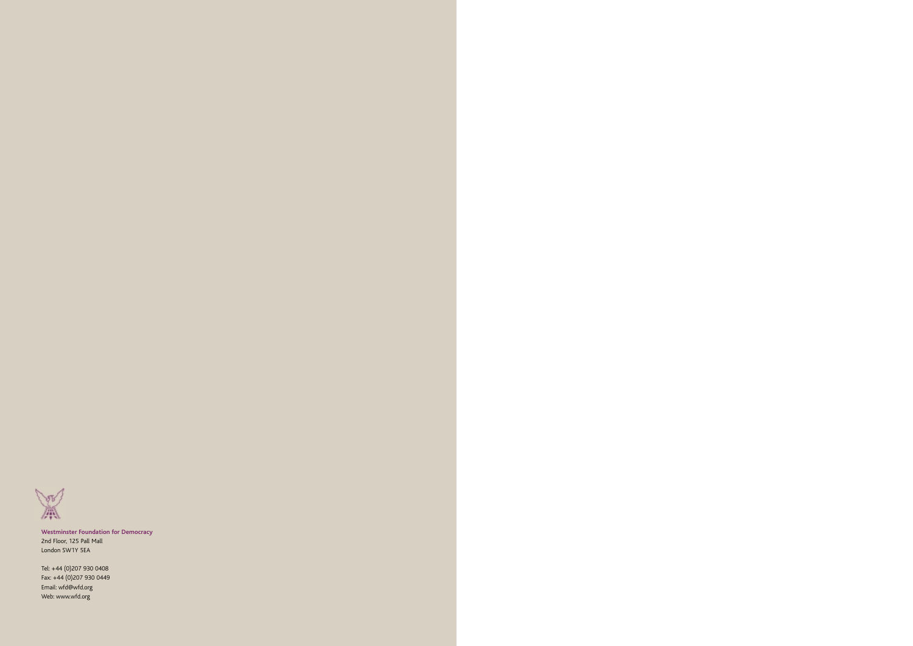**Westminster Foundation for Democracy**
2nd Floor, 125 Pall Mall
London SW1Y 5EA

Tel: +44 (0)207 930 0408
Fax: +44 (0)207 930 0449
Email: wfd@wfd.org
Web: www.wfd.org